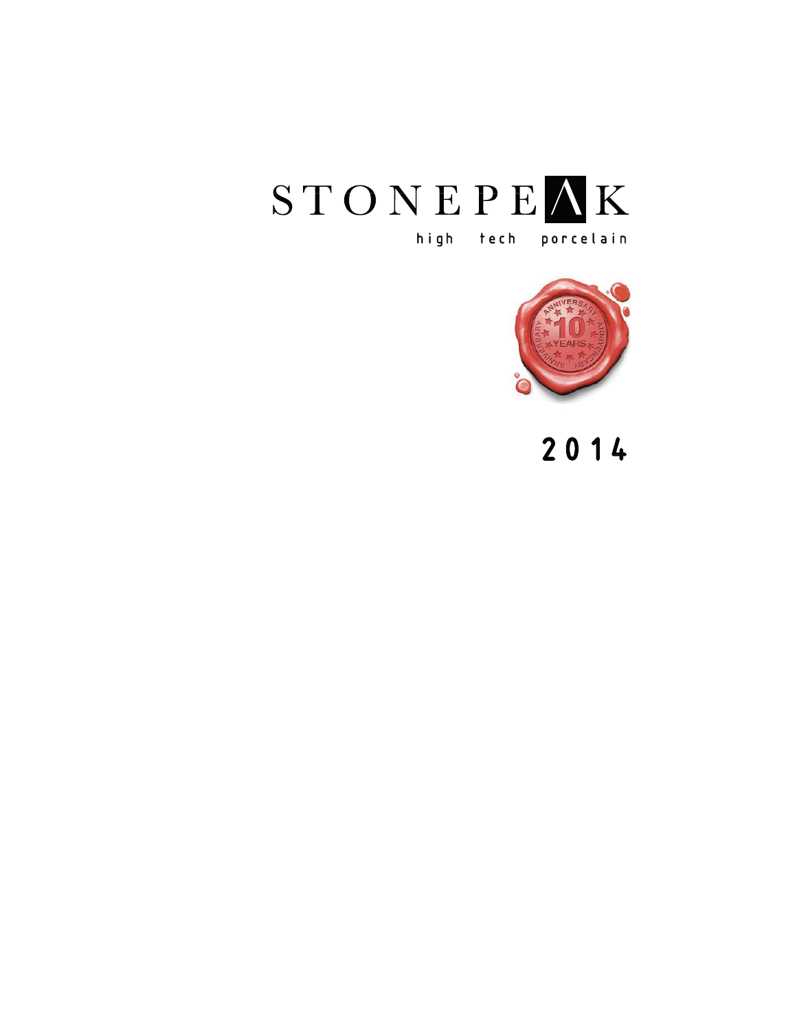# STONEPEAK

high tech porcelain

ANNIVERSARY 10 YEARS ANNIVERSARY

2014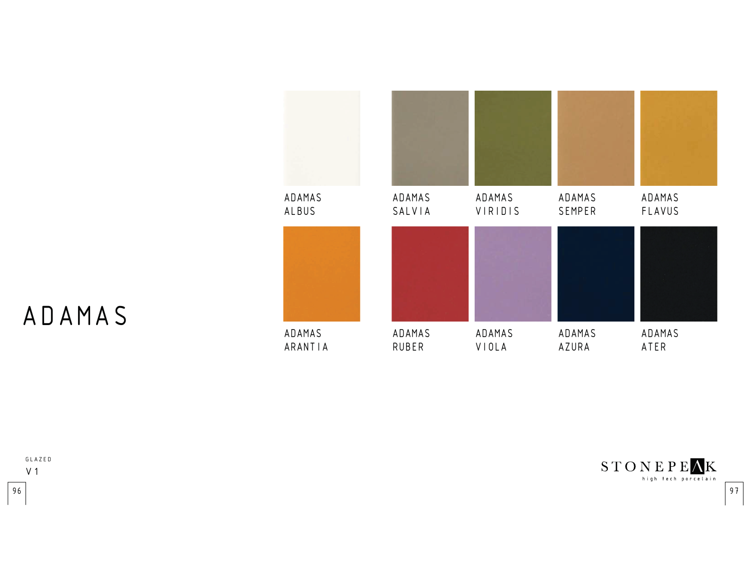# ADAMAS

ADAMAS ALBUS

ADAMAS SALVIA

ADAMAS VIRIDIS

ADAMAS SEMPER

ADAMAS FLAVUS

ADAMAS ARANTIA

ADAMAS RUBER

ADAMAS VIOLA

ADAMAS AZURA

ADAMAS ATER

GLAZED

V1

STONEPEAK
high tech porcelain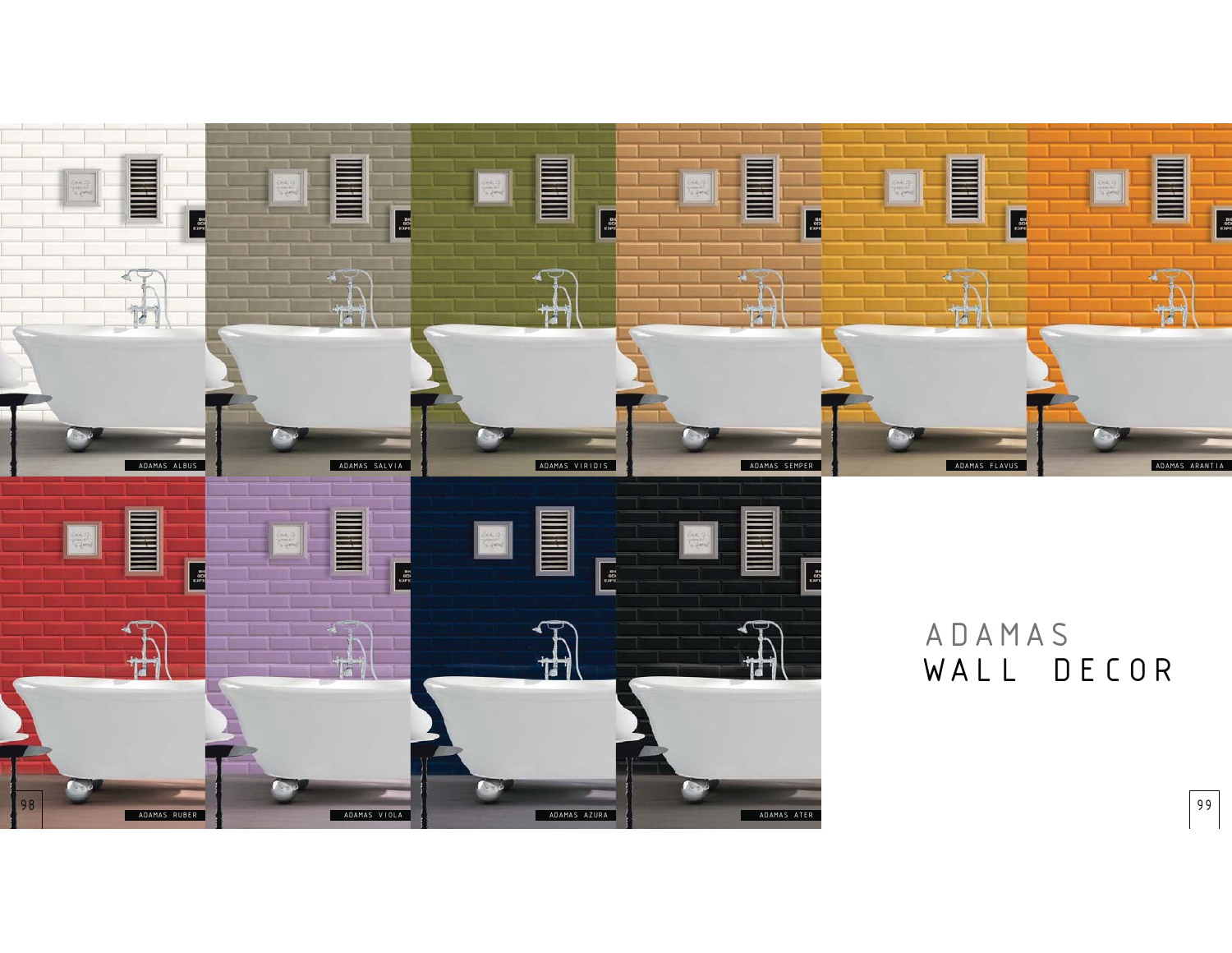ADAMAS ALBUS

ADAMAS SALVIA

ADAMAS VIRIDIS

ADAMAS SEMPER

ADAMAS FLAVUS

ADAMAS ARANTIA

ADAMAS RUBER

ADAMAS VIOLA

ADAMAS AZURA

ADAMAS ATER

# ADAMAS WALL DECOR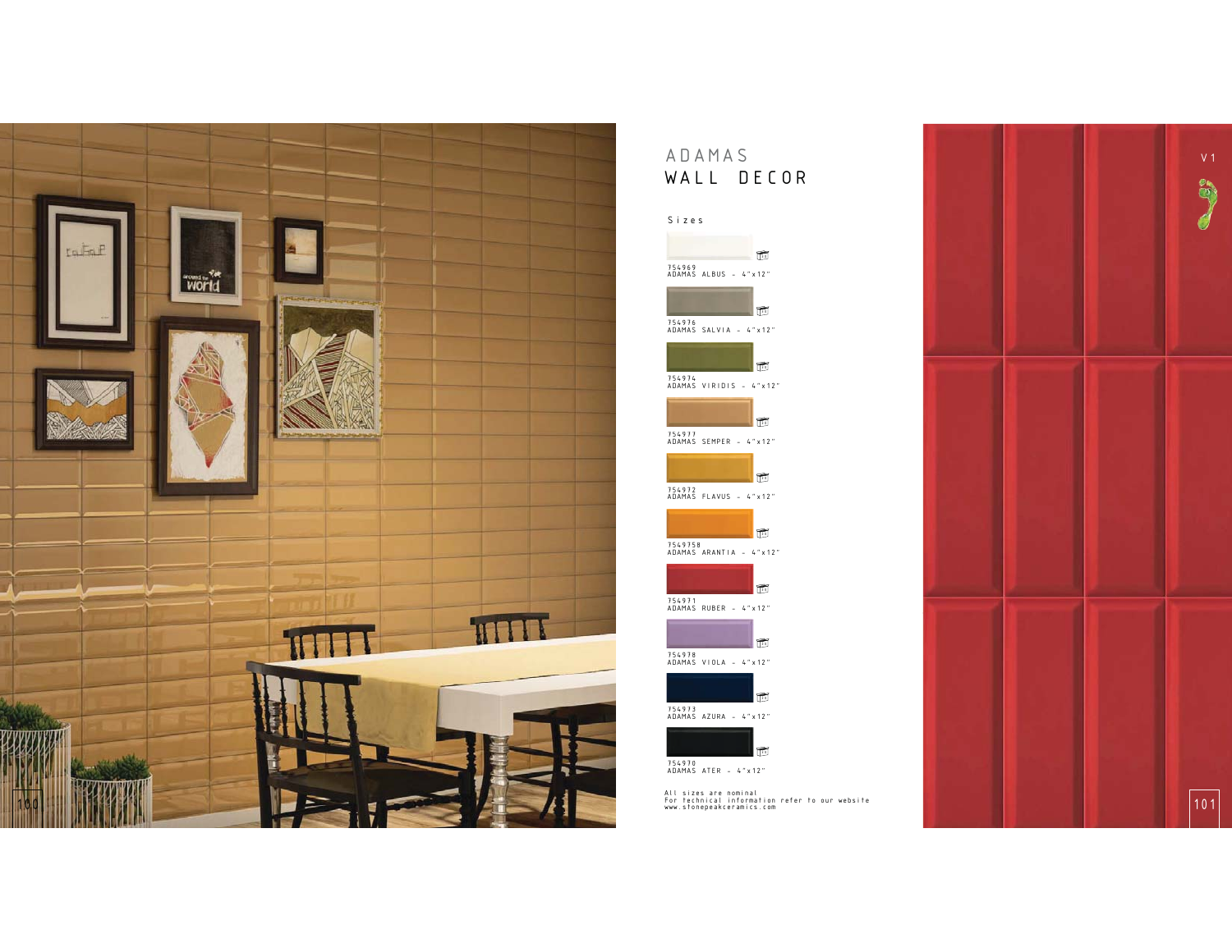# ADAMAS
## WALL DECOR

### Sizes

754969
ADAMAS ALBUS - 4"x12"

754976
ADAMAS SALVIA - 4"x12"

754974
ADAMAS VIRIDIS - 4"x12"

754977
ADAMAS SEMPER - 4"x12"

754972
ADAMAS FLAVUS - 4"x12"

7549758
ADAMAS ARANTIA - 4"x12"

754971
ADAMAS RUBER - 4"x12"

754978
ADAMAS VIOLA - 4"x12"

754973
ADAMAS AZURA - 4"x12"

754970
ADAMAS ATER - 4"x12"

All sizes are nominal
For technical information refer to our website
www.stonepeakceramics.com

V1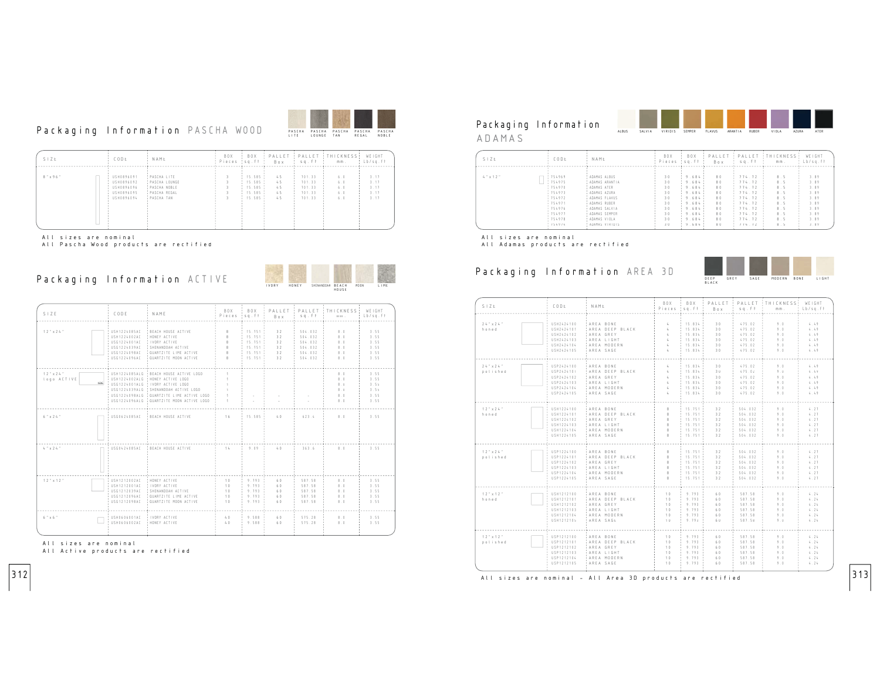## Packaging Information PASCHA WOOD

PASCHA LITE · PASCHA LOUNGE · PASCHA TAN · PASCHA REGAL · PASCHA NOBLE

| SIZE | CODE | NAME | BOX Pieces | BOX sq.ft | PALLET Box | PALLET sq.ft | THICKNESS mm. | WEIGHT Lb/sq.ft |
|---|---|---|---|---|---|---|---|---|
| 8"x96" | USH0896091 | PASCHA LITE | 3 | 15.585 | 45 | 701.33 | 6.0 | 3.17 |
| | USH0896092 | PASCHA LOUNGE | 3 | 15.585 | 45 | 701.33 | 6.0 | 3.17 |
| | USH0896096 | PASCHA NOBLE | 3 | 15.585 | 45 | 701.33 | 6.0 | 3.17 |
| | USH0896095 | PASCHA REGAL | 3 | 15.585 | 45 | 701.33 | 6.0 | 3.17 |
| | USH0896094 | PASCHA TAN | 3 | 15.585 | 45 | 701.33 | 6.0 | 3.17 |

All sizes are nominal
All Pascha Wood products are rectified

## Packaging Information ACTIVE

IVORY · HONEY · SHENANDOAH · BEACH HOUSE · MOON · LIME

| SIZE | CODE | NAME | BOX Pieces | BOX sq.ft | PALLET Box | PALLET sq.ft | THICKNESS mm. | WEIGHT Lb/sq.ft |
|---|---|---|---|---|---|---|---|---|
| 12"x24" | USH1224085AC | BEACH HOUSE ACTIVE | 8 | 15.151 | 32 | 504.032 | 8.0 | 3.55 |
| | USH1224082AC | HONEY ACTIVE | 8 | 15.151 | 32 | 504.032 | 8.0 | 3.55 |
| | USH1224081AC | IVORY ACTIVE | 8 | 15.151 | 32 | 504.032 | 8.0 | 3.55 |
| | USG1224039AC | SHENANDOAH ACTIVE | 8 | 15.151 | 32 | 504.032 | 8.0 | 3.55 |
| | USG1224098AC | QUARTZITE LIME ACTIVE | 8 | 15.151 | 32 | 504.032 | 8.0 | 3.55 |
| | USG1224096AC | QUARTZITE MOON ACTIVE | 8 | 15.151 | 32 | 504.032 | 8.0 | 3.55 |
| 12"x24" logo ACTIVE | USH1224085ALG | BEACH HOUSE ACTIVE LOGO | 1 | | | | 8.0 | 3.55 |
| | USH1224082ALG | HONEY ACTIVE LOGO | 1 | | | | 8.0 | 3.55 |
| | USH1224081ALG | IVORY ACTIVE LOGO | 1 | | | | 8.0 | 3.55 |
| | USG1224039ALG | SHENANDOAH ACTIVE LOGO | 1 | | | | 8.0 | 3.55 |
| | USG1224098ALG | QUARTZITE LIME ACTIVE LOGO | 1 | - | - | - | 8.0 | 3.55 |
| | USG1224096ALG | QUARTZITE MOON ACTIVE LOGO | 1 | - | - | - | 8.0 | 3.55 |
| 6"x24" | USG0624085AC | BEACH HOUSE ACTIVE | 16 | 15.585 | 40 | 623.4 | 8.0 | 3.55 |
| 4"x24" | USG0424085AC | BEACH HOUSE ACTIVE | 14 | 9.09 | 40 | 363.6 | 8.0 | 3.55 |
| 12"x12" | USH1212082AC | HONEY ACTIVE | 10 | 9.793 | 60 | 587.58 | 8.0 | 3.55 |
| | USH1212081AC | IVORY ACTIVE | 10 | 9.793 | 60 | 587.58 | 8.0 | 3.55 |
| | USG1212039AC | SHENANDOAH ACTIVE | 10 | 9.793 | 60 | 587.58 | 8.0 | 3.55 |
| | USG1212096AC | QUARTZITE LIME ACTIVE | 10 | 9.793 | 60 | 587.58 | 8.0 | 3.55 |
| | USG1212098AC | QUARTZITE MOON ACTIVE | 10 | 9.793 | 60 | 587.58 | 8.0 | 3.55 |
| 6"x6" | USH0606081AC | IVORY ACTIVE | 40 | 9.588 | 60 | 575.28 | 8.0 | 3.55 |
| | USH0606082AC | HONEY ACTIVE | 40 | 9.588 | 60 | 575.28 | 8.0 | 3.55 |

All sizes are nominal
All Active products are rectified

## Packaging Information ADAMAS

ALBUS · SALVIA · VIRIDIS · SEMPER · FLAVUS · ARANTIA · RUBER · VIOLA · AZURA · ATER

| SIZE | CODE | NAME | BOX Pieces | BOX sq.ft | PALLET Box | PALLET sq.ft | THICKNESS mm. | WEIGHT Lb/sq.ft |
|---|---|---|---|---|---|---|---|---|
| 4"x12" | 754969 | ADAMAS ALBUS | 30 | 9.684 | 80 | 774.72 | 8.5 | 3.89 |
| | 754975 | ADAMAS ARANTIA | 30 | 9.684 | 80 | 774.72 | 8.5 | 3.89 |
| | 754970 | ADAMAS ATER | 30 | 9.684 | 80 | 774.72 | 8.5 | 3.89 |
| | 754973 | ADAMAS AZURA | 30 | 9.684 | 80 | 774.72 | 8.5 | 3.89 |
| | 754972 | ADAMAS FLAVUS | 30 | 9.684 | 80 | 774.72 | 8.5 | 3.89 |
| | 754971 | ADAMAS RUBER | 30 | 9.684 | 80 | 774.72 | 8.5 | 3.89 |
| | 754976 | ADAMAS SALVIA | 30 | 9.684 | 80 | 774.72 | 8.5 | 3.89 |
| | 754977 | ADAMAS SEMPER | 30 | 9.684 | 80 | 774.72 | 8.5 | 3.89 |
| | 754978 | ADAMAS VIOLA | 30 | 9.684 | 80 | 774.72 | 8.5 | 3.89 |
| | 754974 | ADAMAS VIRIDIS | 30 | 9.684 | 80 | 774.72 | 8.5 | 3.89 |

All sizes are nominal
All Adamas products are rectified

## Packaging Information AREA 3D

DEEP BLACK · GREY · SAGE · MODERN · BONE · LIGHT

| SIZE | CODE | NAME | BOX Pieces | BOX sq.ft | PALLET Box | PALLET sq.ft | THICKNESS mm. | WEIGHT Lb/sq.ft |
|---|---|---|---|---|---|---|---|---|
| 24"x24" honed | USH2424100 | AREA BONE | 4 | 15.834 | 30 | 475.02 | 9.0 | 4.49 |
| | USH2424101 | AREA DEEP BLACK | 4 | 15.834 | 30 | 475.02 | 9.0 | 4.49 |
| | USH2424102 | AREA GREY | 4 | 15.834 | 30 | 475.02 | 9.0 | 4.49 |
| | USH2424103 | AREA LIGHT | 4 | 15.834 | 30 | 475.02 | 9.0 | 4.49 |
| | USH2424104 | AREA MODERN | 4 | 15.834 | 30 | 475.02 | 9.0 | 4.49 |
| | USH2424105 | AREA SAGE | 4 | 15.834 | 30 | 475.02 | 9.0 | 4.49 |
| 24"x24" polished | USP2424100 | AREA BONE | 4 | 15.834 | 30 | 475.02 | 9.0 | 4.49 |
| | USP2424101 | AREA DEEP BLACK | 4 | 15.834 | 30 | 475.02 | 9.0 | 4.49 |
| | USP2424102 | AREA GREY | 4 | 15.834 | 30 | 475.02 | 9.0 | 4.49 |
| | USP2424103 | AREA LIGHT | 4 | 15.834 | 30 | 475.02 | 9.0 | 4.49 |
| | USP2424104 | AREA MODERN | 4 | 15.834 | 30 | 475.02 | 9.0 | 4.49 |
| | USP2424105 | AREA SAGE | 4 | 15.834 | 30 | 475.02 | 9.0 | 4.49 |
| 12"x24" honed | USH1224100 | AREA BONE | 8 | 15.751 | 32 | 504.032 | 9.0 | 4.27 |
| | USH1224101 | AREA DEEP BLACK | 8 | 15.751 | 32 | 504.032 | 9.0 | 4.27 |
| | USH1224102 | AREA GREY | 8 | 15.751 | 32 | 504.032 | 9.0 | 4.27 |
| | USH1224103 | AREA LIGHT | 8 | 15.751 | 32 | 504.032 | 9.0 | 4.27 |
| | USH1224104 | AREA MODERN | 8 | 15.751 | 32 | 504.032 | 9.0 | 4.27 |
| | USH1224105 | AREA SAGE | 8 | 15.751 | 32 | 504.032 | 9.0 | 4.27 |
| 12"x24" polished | USP1224100 | AREA BONE | 8 | 15.751 | 32 | 504.032 | 9.0 | 4.27 |
| | USP1224101 | AREA DEEP BLACK | 8 | 15.751 | 32 | 504.032 | 9.0 | 4.27 |
| | USP1224102 | AREA GREY | 8 | 15.751 | 32 | 504.032 | 9.0 | 4.27 |
| | USP1224103 | AREA LIGHT | 8 | 15.751 | 32 | 504.032 | 9.0 | 4.27 |
| | USP1224104 | AREA MODERN | 8 | 15.751 | 32 | 504.032 | 9.0 | 4.27 |
| | USP1224105 | AREA SAGE | 8 | 15.751 | 32 | 504.032 | 9.0 | 4.27 |
| 12"x12" honed | USH1212100 | AREA BONE | 10 | 9.793 | 60 | 587.58 | 9.0 | 4.24 |
| | USH1212101 | AREA DEEP BLACK | 10 | 9.793 | 60 | 587.58 | 9.0 | 4.24 |
| | USH1212102 | AREA GREY | 10 | 9.793 | 60 | 587.58 | 9.0 | 4.24 |
| | USH1212103 | AREA LIGHT | 10 | 9.793 | 60 | 587.58 | 9.0 | 4.24 |
| | USH1212104 | AREA MODERN | 10 | 9.793 | 60 | 587.58 | 9.0 | 4.24 |
| | USH1212105 | AREA SAGE | 10 | 9.793 | 60 | 587.58 | 9.0 | 4.24 |
| 12"x12" polished | USP1212100 | AREA BONE | 10 | 9.793 | 60 | 587.58 | 9.0 | 4.24 |
| | USP1212101 | AREA DEEP BLACK | 10 | 9.793 | 60 | 587.58 | 9.0 | 4.24 |
| | USP1212102 | AREA GREY | 10 | 9.793 | 60 | 587.58 | 9.0 | 4.24 |
| | USP1212103 | AREA LIGHT | 10 | 9.793 | 60 | 587.58 | 9.0 | 4.24 |
| | USP1212104 | AREA MODERN | 10 | 9.793 | 60 | 587.58 | 9.0 | 4.24 |
| | USP1212105 | AREA SAGE | 10 | 9.793 | 60 | 587.58 | 9.0 | 4.24 |

All sizes are nominal - All Area 3D products are rectified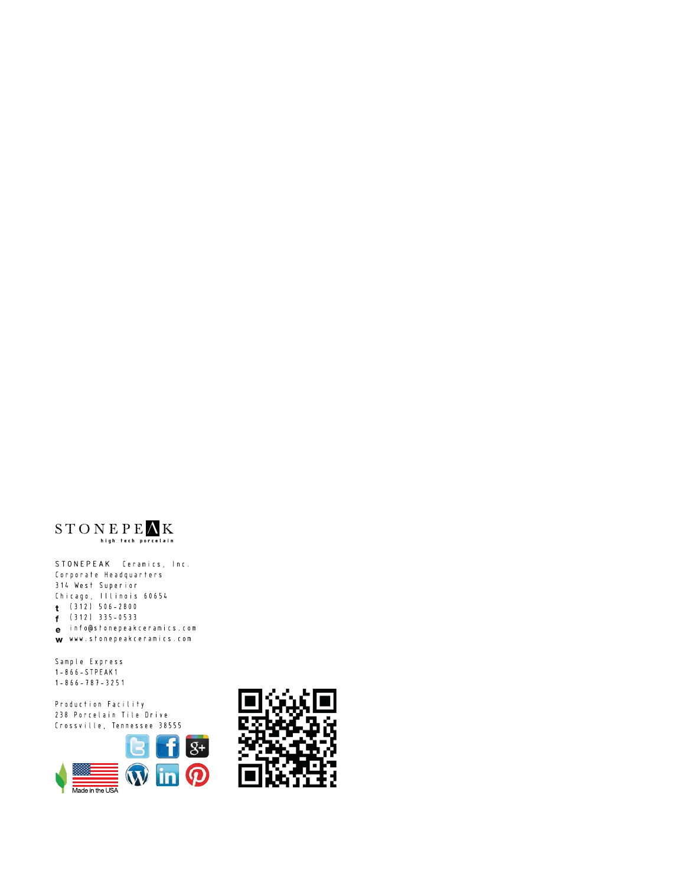STONEPEAK
high tech porcelain

STONEPEAK Ceramics, Inc.
Corporate Headquarters
314 West Superior
Chicago, Illinois 60654
**t** (312) 506-2800
**f** (312) 335-0533
**e** info@stonepeakceramics.com
**w** www.stonepeakceramics.com

Sample Express
1-866-STPEAK1
1-866-787-3251

Production Facility
238 Porcelain Tile Drive
Crossville, Tennessee 38555

Made in the USA